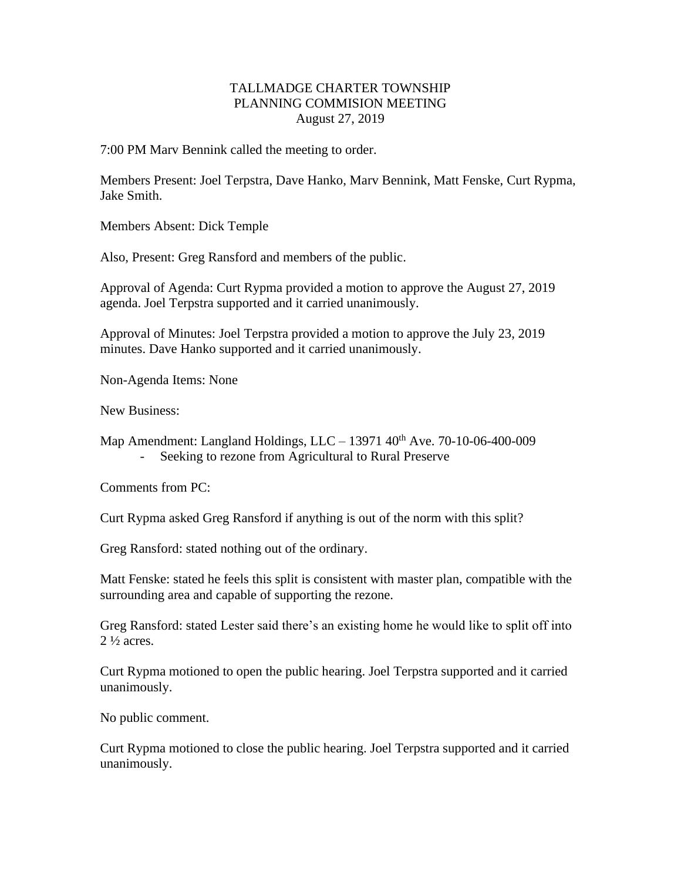TALLMADGE CHARTER TOWNSHIP
PLANNING COMMISION MEETING
August 27, 2019

7:00 PM Marv Bennink called the meeting to order.

Members Present: Joel Terpstra, Dave Hanko, Marv Bennink, Matt Fenske, Curt Rypma, Jake Smith.

Members Absent: Dick Temple

Also, Present: Greg Ransford and members of the public.

Approval of Agenda: Curt Rypma provided a motion to approve the August 27, 2019 agenda. Joel Terpstra supported and it carried unanimously.

Approval of Minutes: Joel Terpstra provided a motion to approve the July 23, 2019 minutes. Dave Hanko supported and it carried unanimously.

Non-Agenda Items: None

New Business:

Map Amendment: Langland Holdings, LLC – 13971 40th Ave. 70-10-06-400-009
- Seeking to rezone from Agricultural to Rural Preserve

Comments from PC:

Curt Rypma asked Greg Ransford if anything is out of the norm with this split?

Greg Ransford: stated nothing out of the ordinary.

Matt Fenske: stated he feels this split is consistent with master plan, compatible with the surrounding area and capable of supporting the rezone.

Greg Ransford: stated Lester said there's an existing home he would like to split off into 2 ½ acres.

Curt Rypma motioned to open the public hearing. Joel Terpstra supported and it carried unanimously.

No public comment.

Curt Rypma motioned to close the public hearing. Joel Terpstra supported and it carried unanimously.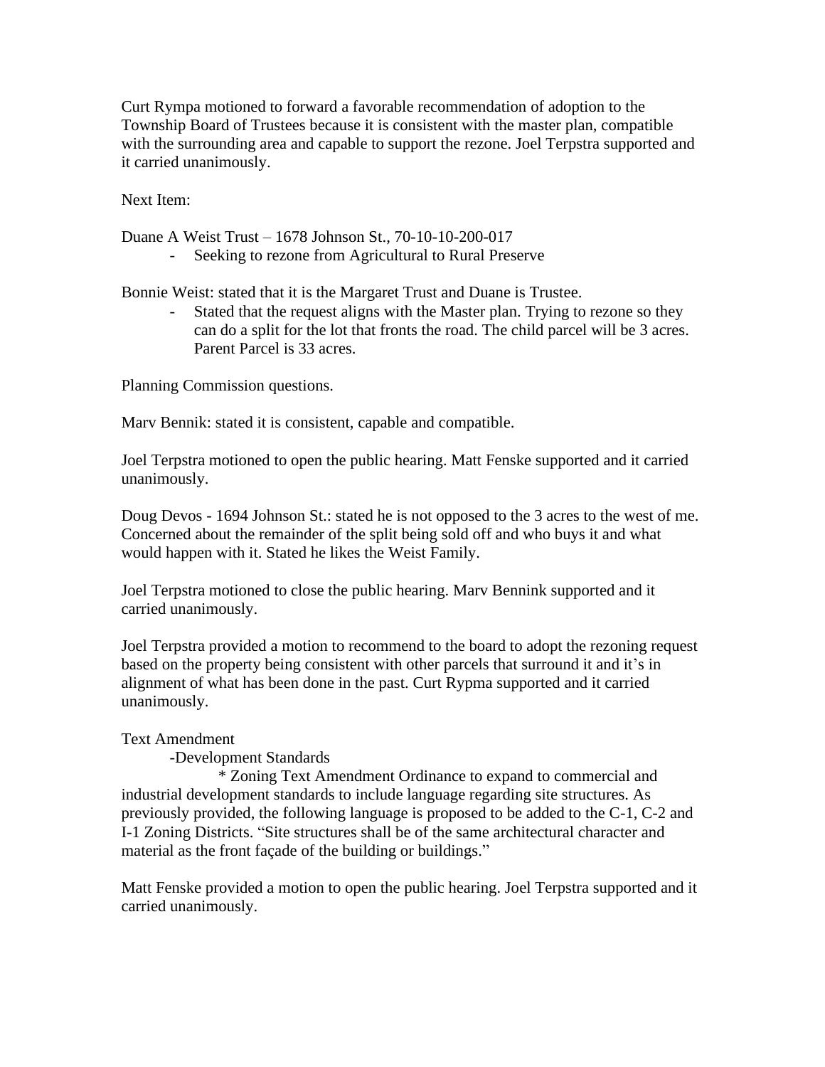Curt Rympa motioned to forward a favorable recommendation of adoption to the Township Board of Trustees because it is consistent with the master plan, compatible with the surrounding area and capable to support the rezone. Joel Terpstra supported and it carried unanimously.

Next Item:

Duane A Weist Trust – 1678 Johnson St., 70-10-10-200-017

- Seeking to rezone from Agricultural to Rural Preserve

Bonnie Weist: stated that it is the Margaret Trust and Duane is Trustee.

- Stated that the request aligns with the Master plan. Trying to rezone so they can do a split for the lot that fronts the road. The child parcel will be 3 acres. Parent Parcel is 33 acres.

Planning Commission questions.

Marv Bennik: stated it is consistent, capable and compatible.

Joel Terpstra motioned to open the public hearing. Matt Fenske supported and it carried unanimously.

Doug Devos - 1694 Johnson St.: stated he is not opposed to the 3 acres to the west of me. Concerned about the remainder of the split being sold off and who buys it and what would happen with it. Stated he likes the Weist Family.

Joel Terpstra motioned to close the public hearing. Marv Bennink supported and it carried unanimously.

Joel Terpstra provided a motion to recommend to the board to adopt the rezoning request based on the property being consistent with other parcels that surround it and it's in alignment of what has been done in the past. Curt Rypma supported and it carried unanimously.

Text Amendment

-Development Standards

* Zoning Text Amendment Ordinance to expand to commercial and industrial development standards to include language regarding site structures. As previously provided, the following language is proposed to be added to the C-1, C-2 and I-1 Zoning Districts. "Site structures shall be of the same architectural character and material as the front façade of the building or buildings."

Matt Fenske provided a motion to open the public hearing. Joel Terpstra supported and it carried unanimously.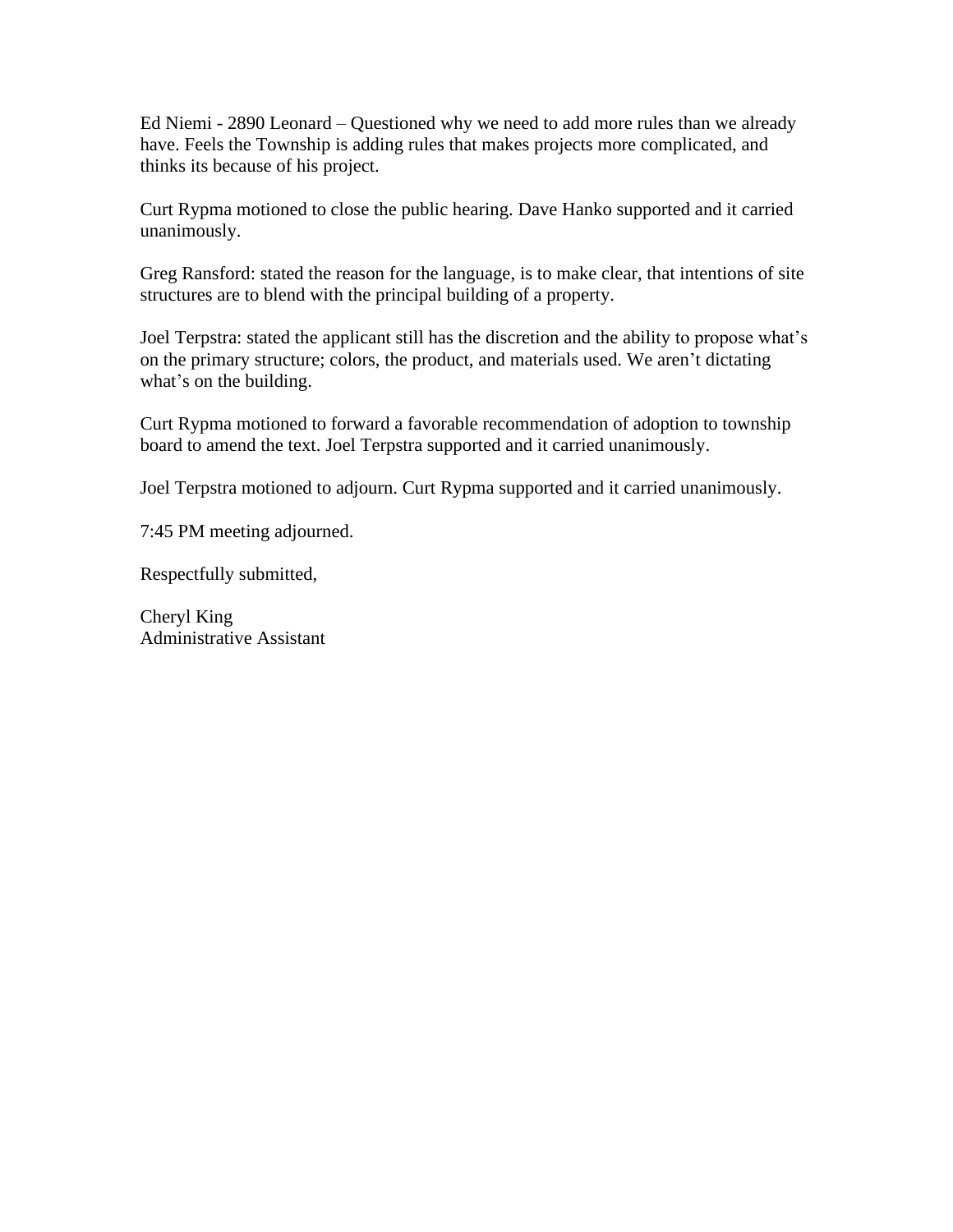Ed Niemi - 2890 Leonard – Questioned why we need to add more rules than we already have. Feels the Township is adding rules that makes projects more complicated, and thinks its because of his project.

Curt Rypma motioned to close the public hearing. Dave Hanko supported and it carried unanimously.

Greg Ransford: stated the reason for the language, is to make clear, that intentions of site structures are to blend with the principal building of a property.

Joel Terpstra: stated the applicant still has the discretion and the ability to propose what's on the primary structure; colors, the product, and materials used. We aren't dictating what's on the building.

Curt Rypma motioned to forward a favorable recommendation of adoption to township board to amend the text. Joel Terpstra supported and it carried unanimously.

Joel Terpstra motioned to adjourn. Curt Rypma supported and it carried unanimously.

7:45 PM meeting adjourned.

Respectfully submitted,

Cheryl King  
Administrative Assistant